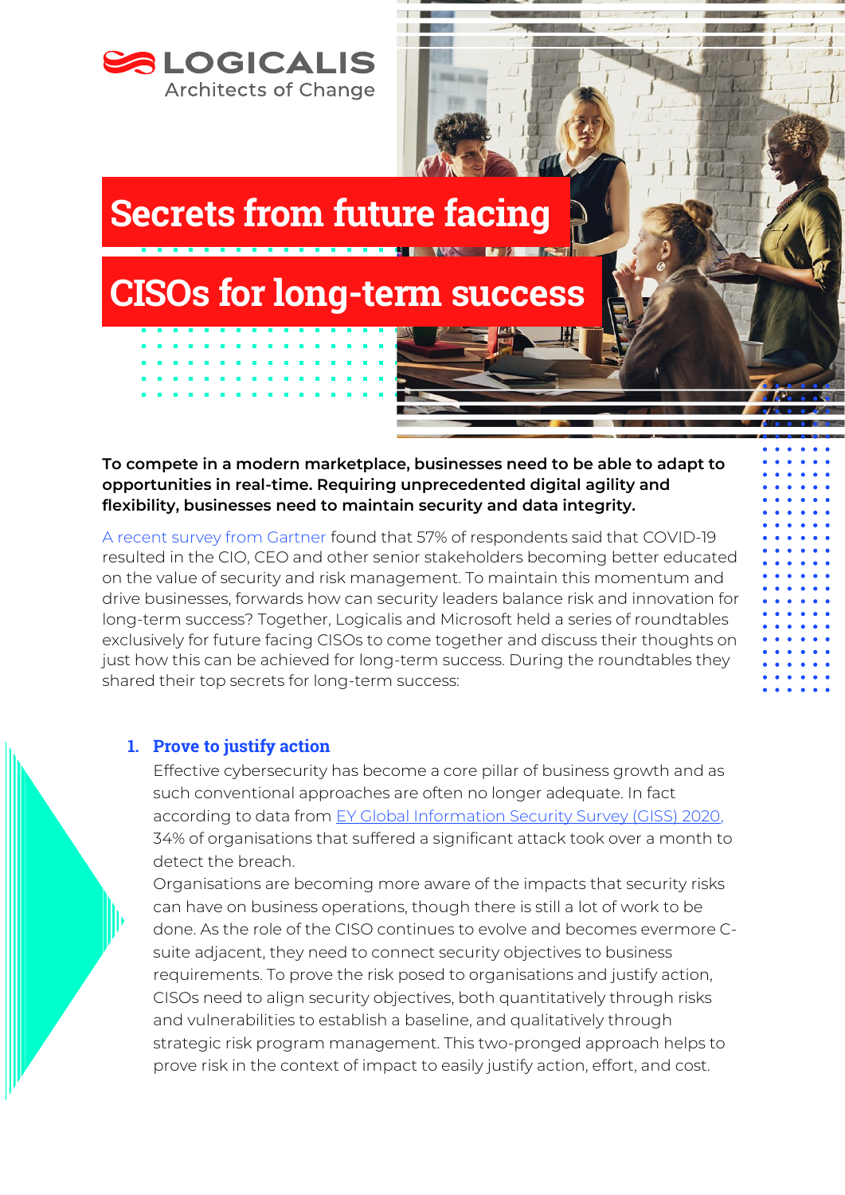LOGICALIS
Architects of Change

# Secrets from future facing CISOs for long-term success

**To compete in a modern marketplace, businesses need to be able to adapt to opportunities in real-time. Requiring unprecedented digital agility and flexibility, businesses need to maintain security and data integrity.**

A recent survey from Gartner found that 57% of respondents said that COVID-19 resulted in the CIO, CEO and other senior stakeholders becoming better educated on the value of security and risk management. To maintain this momentum and drive businesses, forwards how can security leaders balance risk and innovation for long-term success? Together, Logicalis and Microsoft held a series of roundtables exclusively for future facing CISOs to come together and discuss their thoughts on just how this can be achieved for long-term success. During the roundtables they shared their top secrets for long-term success:

1. **Prove to justify action**

   Effective cybersecurity has become a core pillar of business growth and as such conventional approaches are often no longer adequate. In fact according to data from EY Global Information Security Survey (GISS) 2020, 34% of organisations that suffered a significant attack took over a month to detect the breach.

   Organisations are becoming more aware of the impacts that security risks can have on business operations, though there is still a lot of work to be done. As the role of the CISO continues to evolve and becomes evermore C-suite adjacent, they need to connect security objectives to business requirements. To prove the risk posed to organisations and justify action, CISOs need to align security objectives, both quantitatively through risks and vulnerabilities to establish a baseline, and qualitatively through strategic risk program management. This two-pronged approach helps to prove risk in the context of impact to easily justify action, effort, and cost.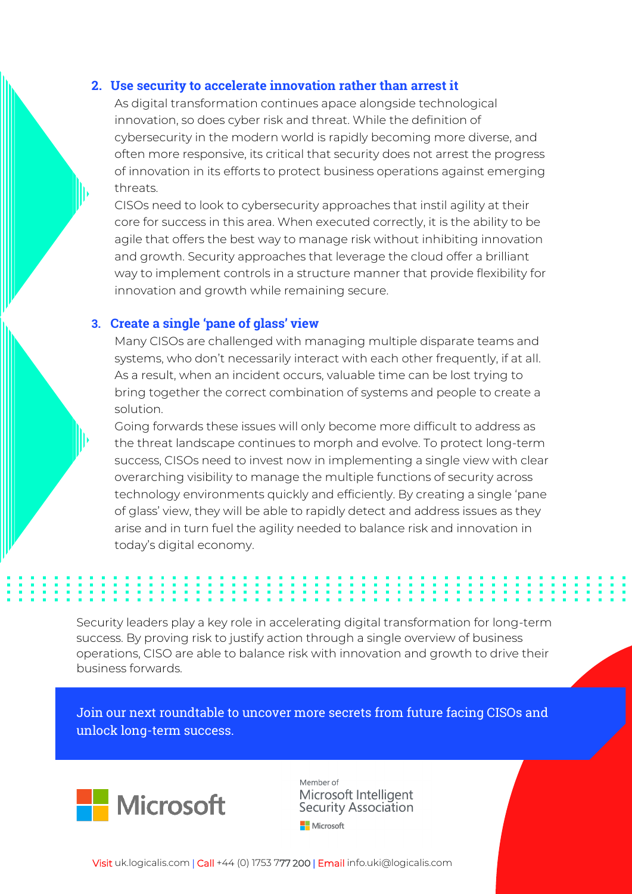**2. Use security to accelerate innovation rather than arrest it**

As digital transformation continues apace alongside technological innovation, so does cyber risk and threat. While the definition of cybersecurity in the modern world is rapidly becoming more diverse, and often more responsive, its critical that security does not arrest the progress of innovation in its efforts to protect business operations against emerging threats.

CISOs need to look to cybersecurity approaches that instil agility at their core for success in this area. When executed correctly, it is the ability to be agile that offers the best way to manage risk without inhibiting innovation and growth. Security approaches that leverage the cloud offer a brilliant way to implement controls in a structure manner that provide flexibility for innovation and growth while remaining secure.

**3. Create a single 'pane of glass' view**

Many CISOs are challenged with managing multiple disparate teams and systems, who don't necessarily interact with each other frequently, if at all. As a result, when an incident occurs, valuable time can be lost trying to bring together the correct combination of systems and people to create a solution.

Going forwards these issues will only become more difficult to address as the threat landscape continues to morph and evolve. To protect long-term success, CISOs need to invest now in implementing a single view with clear overarching visibility to manage the multiple functions of security across technology environments quickly and efficiently. By creating a single 'pane of glass' view, they will be able to rapidly detect and address issues as they arise and in turn fuel the agility needed to balance risk and innovation in today's digital economy.

Security leaders play a key role in accelerating digital transformation for long-term success. By proving risk to justify action through a single overview of business operations, CISO are able to balance risk with innovation and growth to drive their business forwards.

Join our next roundtable to uncover more secrets from future facing CISOs and unlock long-term success.

Microsoft

Member of
Microsoft Intelligent Security Association
Microsoft

Visit uk.logicalis.com | Call +44 (0) 1753 777 200 | Email info.uki@logicalis.com